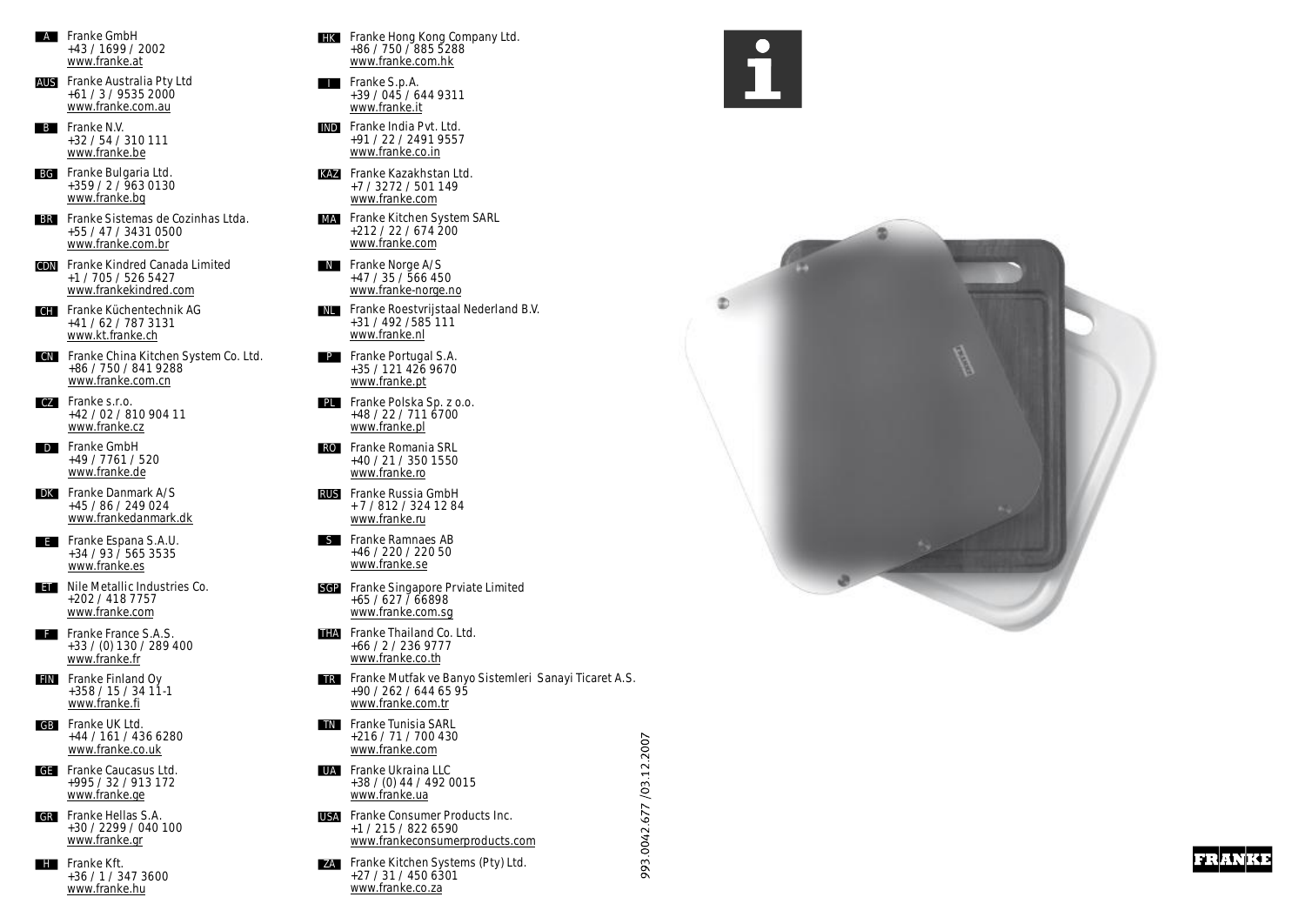**A** Franke GmbH
+43 / 1699 / 2002
www.franke.at

**AUS** Franke Australia Pty Ltd
+61 / 3 / 9535 2000
www.franke.com.au

**B** Franke N.V.
+32 / 54 / 310 111
www.franke.be

**BG** Franke Bulgaria Ltd.
+359 / 2 / 963 0130
www.franke.bg

**BR** Franke Sistemas de Cozinhas Ltda.
+55 / 47 / 3431 0500
www.franke.com.br

**CDN** Franke Kindred Canada Limited
+1 / 705 / 526 5427
www.frankekindred.com

**CH** Franke Küchentechnik AG
+41 / 62 / 787 3131
www.kt.franke.ch

**CN** Franke China Kitchen System Co. Ltd.
+86 / 750 / 841 9288
www.franke.com.cn

**CZ** Franke s.r.o.
+42 / 02 / 810 904 11
www.franke.cz

**D** Franke GmbH
+49 / 7761 / 520
www.franke.de

**DK** Franke Danmark A/S
+45 / 86 / 249 024
www.frankedanmark.dk

**E** Franke Espana S.A.U.
+34 / 93 / 565 3535
www.franke.es

**ET** Nile Metallic Industries Co.
+202 / 418 7757
www.franke.com

**F** Franke France S.A.S.
+33 / (0) 130 / 289 400
www.franke.fr

**FIN** Franke Finland Oy
+358 / 15 / 34 11-1
www.franke.fi

**GB** Franke UK Ltd.
+44 / 161 / 436 6280
www.franke.co.uk

**GE** Franke Caucasus Ltd.
+995 / 32 / 913 172
www.franke.ge

**GR** Franke Hellas S.A.
+30 / 2299 / 040 100
www.franke.gr

**H** Franke Kft.
+36 / 1 / 347 3600
www.franke.hu

**HK** Franke Hong Kong Company Ltd.
+86 / 750 / 885 5288
www.franke.com.hk

**I** Franke S.p.A.
+39 / 045 / 644 9311
www.franke.it

**IND** Franke India Pvt. Ltd.
+91 / 22 / 2491 9557
www.franke.co.in

**KAZ** Franke Kazakhstan Ltd.
+7 / 3272 / 501 149
www.franke.com

**MA** Franke Kitchen System SARL
+212 / 22 / 674 200
www.franke.com

**N** Franke Norge A/S
+47 / 35 / 566 450
www.franke-norge.no

**NL** Franke Roestvrijstaal Nederland B.V.
+31 / 492 /585 111
www.franke.nl

**P** Franke Portugal S.A.
+35 / 121 426 9670
www.franke.pt

**PL** Franke Polska Sp. z o.o.
+48 / 22 / 711 6700
www.franke.pl

**RO** Franke Romania SRL
+40 / 21 / 350 1550
www.franke.ro

**RUS** Franke Russia GmbH
+ 7 / 812 / 324 12 84
www.franke.ru

**S** Franke Ramnaes AB
+46 / 220 / 220 50
www.franke.se

**SGP** Franke Singapore Prviate Limited
+65 / 627 / 66898
www.franke.com.sg

**THA** Franke Thailand Co. Ltd.
+66 / 2 / 236 9777
www.franke.co.th

**TR** Franke Mutfak ve Banyo Sistemleri Sanayi Ticaret A.S.
+90 / 262 / 644 65 95
www.franke.com.tr

**TN** Franke Tunisia SARL
+216 / 71 / 700 430
www.franke.com

**UA** Franke Ukraina LLC
+38 / (0) 44 / 492 0015
www.franke.ua

**USA** Franke Consumer Products Inc.
+1 / 215 / 822 6590
www.frankeconsumerproducts.com

**ZA** Franke Kitchen Systems (Pty) Ltd.
+27 / 31 / 450 6301
www.franke.co.za

993.0042.677 /03.12.2007

FRANKE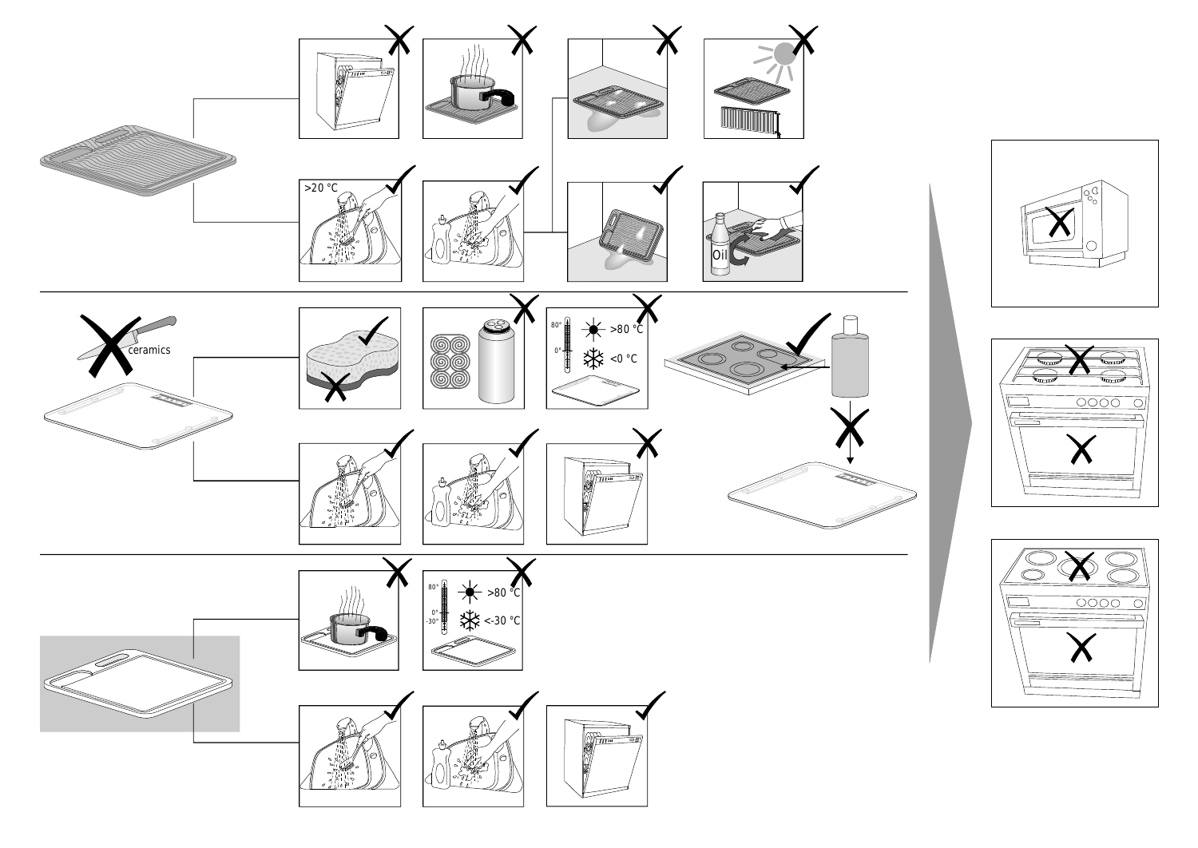>20 °C

Oil

ceramics

80°

0°

>80 °C

<0 °C

80°

0°

-30°

>80 °C

<-30 °C